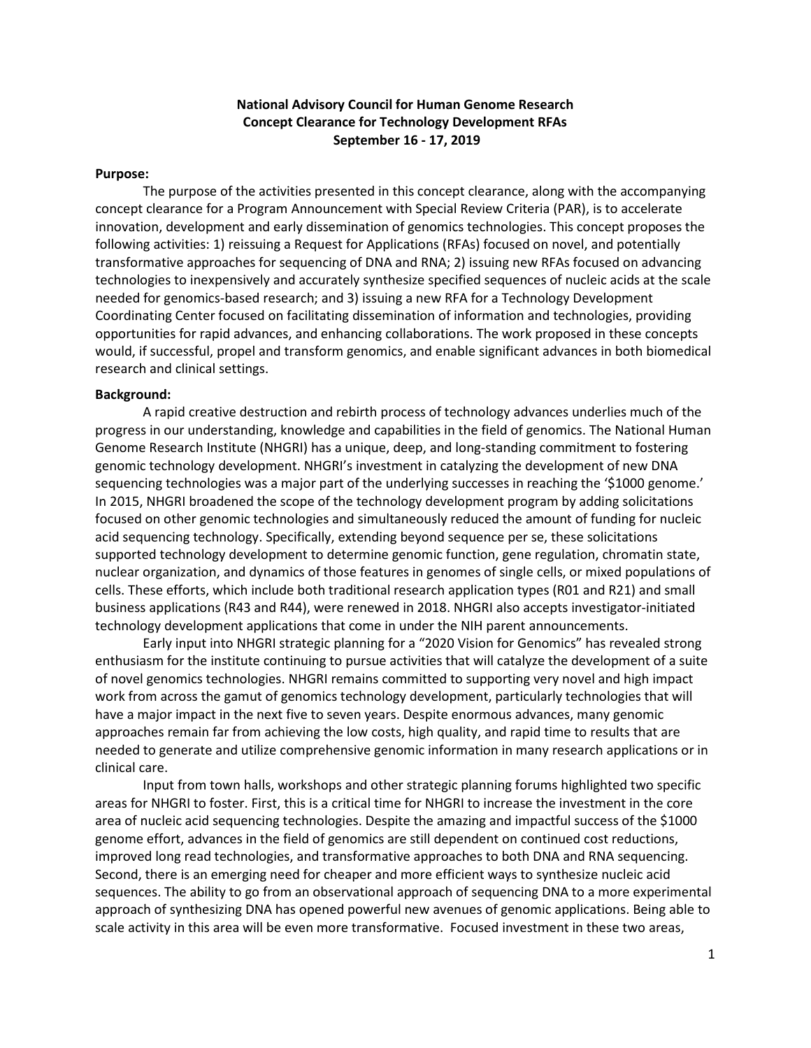**National Advisory Council for Human Genome Research**
**Concept Clearance for Technology Development RFAs**
**September 16 - 17, 2019**

**Purpose:**

The purpose of the activities presented in this concept clearance, along with the accompanying concept clearance for a Program Announcement with Special Review Criteria (PAR), is to accelerate innovation, development and early dissemination of genomics technologies. This concept proposes the following activities: 1) reissuing a Request for Applications (RFAs) focused on novel, and potentially transformative approaches for sequencing of DNA and RNA; 2) issuing new RFAs focused on advancing technologies to inexpensively and accurately synthesize specified sequences of nucleic acids at the scale needed for genomics-based research; and 3) issuing a new RFA for a Technology Development Coordinating Center focused on facilitating dissemination of information and technologies, providing opportunities for rapid advances, and enhancing collaborations. The work proposed in these concepts would, if successful, propel and transform genomics, and enable significant advances in both biomedical research and clinical settings.

**Background:**

A rapid creative destruction and rebirth process of technology advances underlies much of the progress in our understanding, knowledge and capabilities in the field of genomics. The National Human Genome Research Institute (NHGRI) has a unique, deep, and long-standing commitment to fostering genomic technology development. NHGRI's investment in catalyzing the development of new DNA sequencing technologies was a major part of the underlying successes in reaching the '$1000 genome.' In 2015, NHGRI broadened the scope of the technology development program by adding solicitations focused on other genomic technologies and simultaneously reduced the amount of funding for nucleic acid sequencing technology. Specifically, extending beyond sequence per se, these solicitations supported technology development to determine genomic function, gene regulation, chromatin state, nuclear organization, and dynamics of those features in genomes of single cells, or mixed populations of cells. These efforts, which include both traditional research application types (R01 and R21) and small business applications (R43 and R44), were renewed in 2018. NHGRI also accepts investigator-initiated technology development applications that come in under the NIH parent announcements.

Early input into NHGRI strategic planning for a "2020 Vision for Genomics" has revealed strong enthusiasm for the institute continuing to pursue activities that will catalyze the development of a suite of novel genomics technologies. NHGRI remains committed to supporting very novel and high impact work from across the gamut of genomics technology development, particularly technologies that will have a major impact in the next five to seven years. Despite enormous advances, many genomic approaches remain far from achieving the low costs, high quality, and rapid time to results that are needed to generate and utilize comprehensive genomic information in many research applications or in clinical care.

Input from town halls, workshops and other strategic planning forums highlighted two specific areas for NHGRI to foster. First, this is a critical time for NHGRI to increase the investment in the core area of nucleic acid sequencing technologies. Despite the amazing and impactful success of the $1000 genome effort, advances in the field of genomics are still dependent on continued cost reductions, improved long read technologies, and transformative approaches to both DNA and RNA sequencing. Second, there is an emerging need for cheaper and more efficient ways to synthesize nucleic acid sequences. The ability to go from an observational approach of sequencing DNA to a more experimental approach of synthesizing DNA has opened powerful new avenues of genomic applications. Being able to scale activity in this area will be even more transformative. Focused investment in these two areas,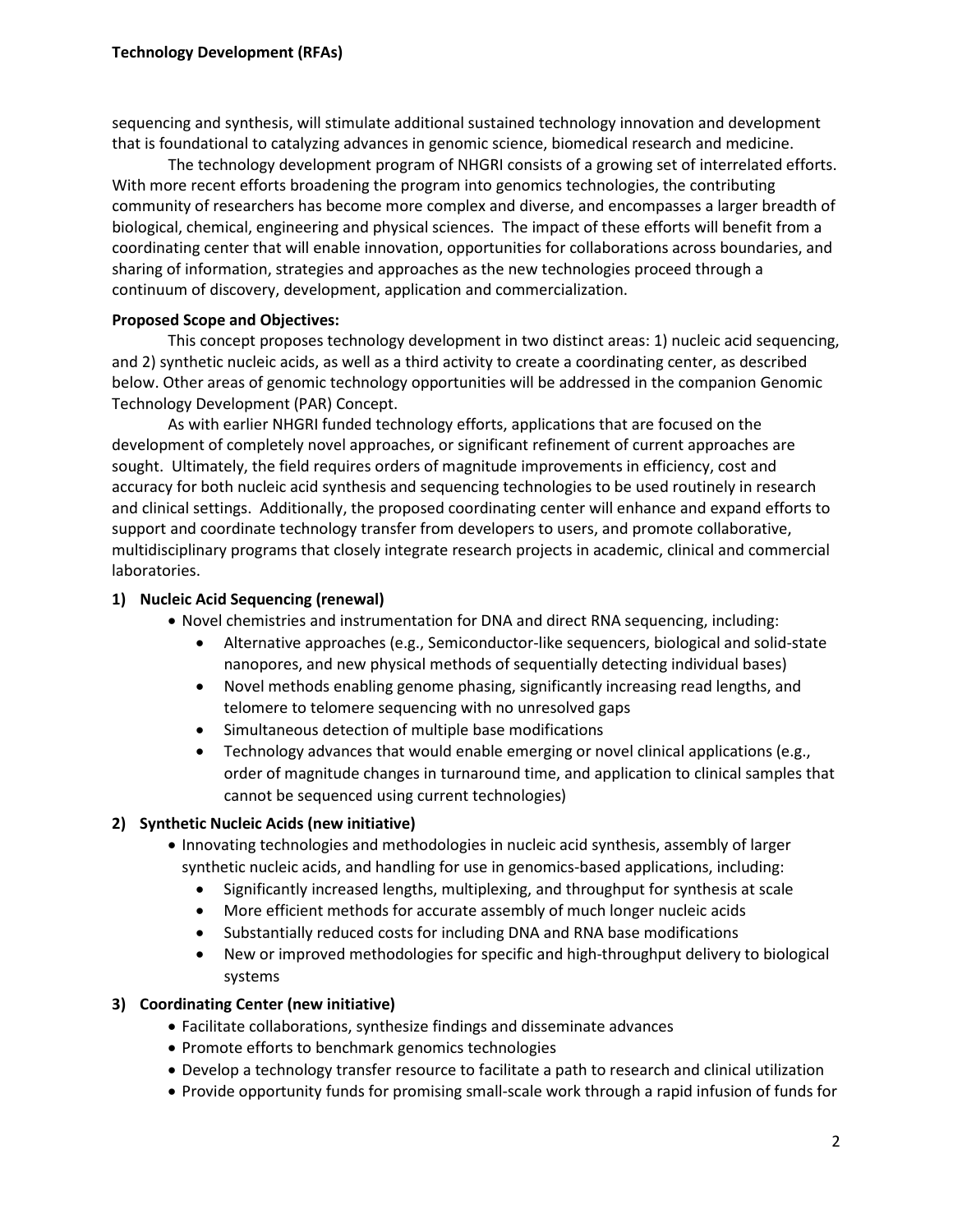sequencing and synthesis, will stimulate additional sustained technology innovation and development that is foundational to catalyzing advances in genomic science, biomedical research and medicine.

The technology development program of NHGRI consists of a growing set of interrelated efforts. With more recent efforts broadening the program into genomics technologies, the contributing community of researchers has become more complex and diverse, and encompasses a larger breadth of biological, chemical, engineering and physical sciences. The impact of these efforts will benefit from a coordinating center that will enable innovation, opportunities for collaborations across boundaries, and sharing of information, strategies and approaches as the new technologies proceed through a continuum of discovery, development, application and commercialization.

**Proposed Scope and Objectives:**

This concept proposes technology development in two distinct areas: 1) nucleic acid sequencing, and 2) synthetic nucleic acids, as well as a third activity to create a coordinating center, as described below. Other areas of genomic technology opportunities will be addressed in the companion Genomic Technology Development (PAR) Concept.

As with earlier NHGRI funded technology efforts, applications that are focused on the development of completely novel approaches, or significant refinement of current approaches are sought. Ultimately, the field requires orders of magnitude improvements in efficiency, cost and accuracy for both nucleic acid synthesis and sequencing technologies to be used routinely in research and clinical settings. Additionally, the proposed coordinating center will enhance and expand efforts to support and coordinate technology transfer from developers to users, and promote collaborative, multidisciplinary programs that closely integrate research projects in academic, clinical and commercial laboratories.

**1) Nucleic Acid Sequencing (renewal)**

- Novel chemistries and instrumentation for DNA and direct RNA sequencing, including:
  - Alternative approaches (e.g., Semiconductor-like sequencers, biological and solid-state nanopores, and new physical methods of sequentially detecting individual bases)
  - Novel methods enabling genome phasing, significantly increasing read lengths, and telomere to telomere sequencing with no unresolved gaps
  - Simultaneous detection of multiple base modifications
  - Technology advances that would enable emerging or novel clinical applications (e.g., order of magnitude changes in turnaround time, and application to clinical samples that cannot be sequenced using current technologies)

**2) Synthetic Nucleic Acids (new initiative)**

- Innovating technologies and methodologies in nucleic acid synthesis, assembly of larger synthetic nucleic acids, and handling for use in genomics-based applications, including:
  - Significantly increased lengths, multiplexing, and throughput for synthesis at scale
  - More efficient methods for accurate assembly of much longer nucleic acids
  - Substantially reduced costs for including DNA and RNA base modifications
  - New or improved methodologies for specific and high-throughput delivery to biological systems

**3) Coordinating Center (new initiative)**

- Facilitate collaborations, synthesize findings and disseminate advances
- Promote efforts to benchmark genomics technologies
- Develop a technology transfer resource to facilitate a path to research and clinical utilization
- Provide opportunity funds for promising small-scale work through a rapid infusion of funds for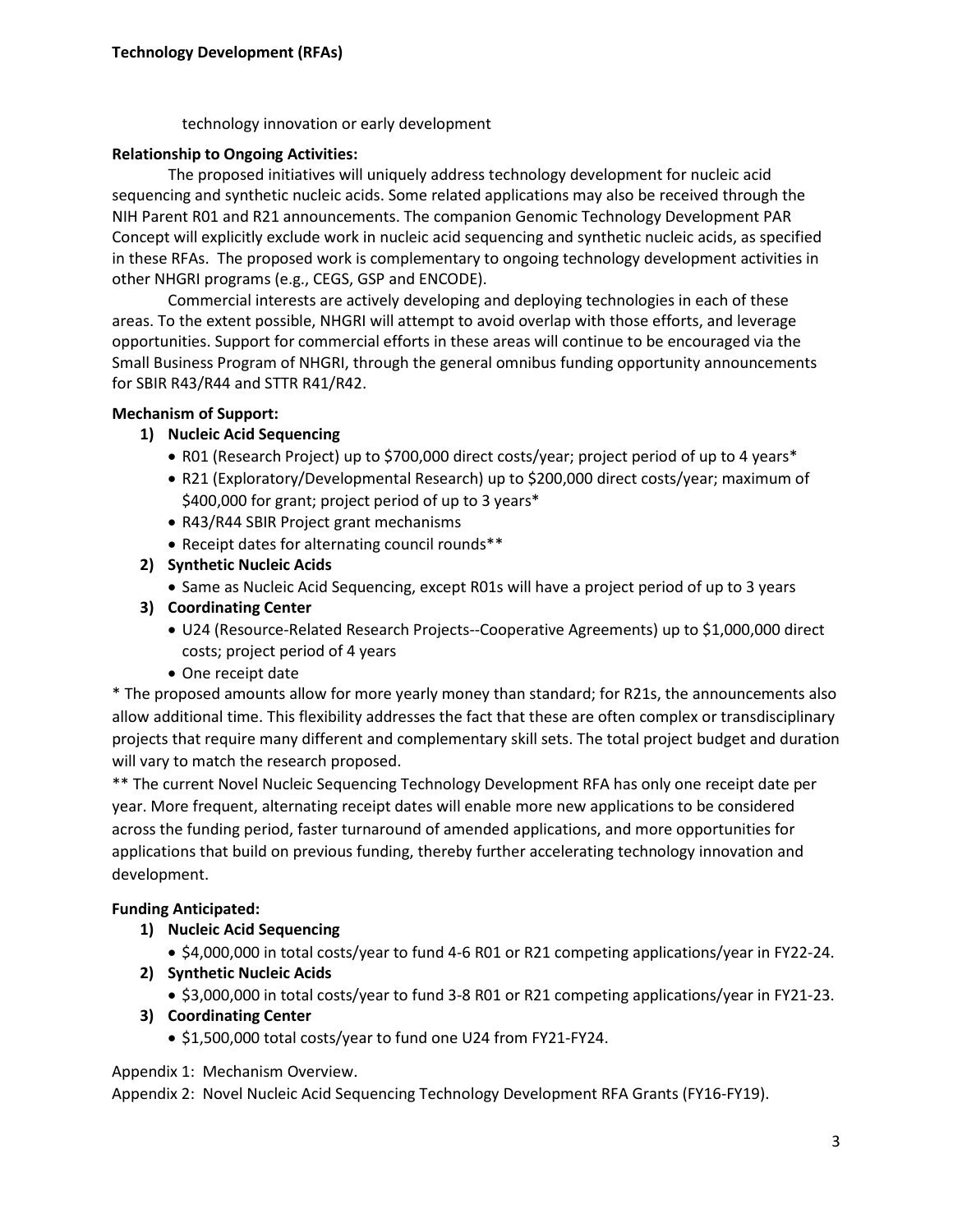technology innovation or early development

**Relationship to Ongoing Activities:**

The proposed initiatives will uniquely address technology development for nucleic acid sequencing and synthetic nucleic acids. Some related applications may also be received through the NIH Parent R01 and R21 announcements. The companion Genomic Technology Development PAR Concept will explicitly exclude work in nucleic acid sequencing and synthetic nucleic acids, as specified in these RFAs. The proposed work is complementary to ongoing technology development activities in other NHGRI programs (e.g., CEGS, GSP and ENCODE).

Commercial interests are actively developing and deploying technologies in each of these areas. To the extent possible, NHGRI will attempt to avoid overlap with those efforts, and leverage opportunities. Support for commercial efforts in these areas will continue to be encouraged via the Small Business Program of NHGRI, through the general omnibus funding opportunity announcements for SBIR R43/R44 and STTR R41/R42.

**Mechanism of Support:**

1) **Nucleic Acid Sequencing**
   - R01 (Research Project) up to $700,000 direct costs/year; project period of up to 4 years*
   - R21 (Exploratory/Developmental Research) up to $200,000 direct costs/year; maximum of $400,000 for grant; project period of up to 3 years*
   - R43/R44 SBIR Project grant mechanisms
   - Receipt dates for alternating council rounds**
2) **Synthetic Nucleic Acids**
   - Same as Nucleic Acid Sequencing, except R01s will have a project period of up to 3 years
3) **Coordinating Center**
   - U24 (Resource-Related Research Projects--Cooperative Agreements) up to $1,000,000 direct costs; project period of 4 years
   - One receipt date

* The proposed amounts allow for more yearly money than standard; for R21s, the announcements also allow additional time. This flexibility addresses the fact that these are often complex or transdisciplinary projects that require many different and complementary skill sets. The total project budget and duration will vary to match the research proposed.

** The current Novel Nucleic Sequencing Technology Development RFA has only one receipt date per year. More frequent, alternating receipt dates will enable more new applications to be considered across the funding period, faster turnaround of amended applications, and more opportunities for applications that build on previous funding, thereby further accelerating technology innovation and development.

**Funding Anticipated:**

1) **Nucleic Acid Sequencing**
   - $4,000,000 in total costs/year to fund 4-6 R01 or R21 competing applications/year in FY22-24.
2) **Synthetic Nucleic Acids**
   - $3,000,000 in total costs/year to fund 3-8 R01 or R21 competing applications/year in FY21-23.
3) **Coordinating Center**
   - $1,500,000 total costs/year to fund one U24 from FY21-FY24.

Appendix 1: Mechanism Overview.

Appendix 2: Novel Nucleic Acid Sequencing Technology Development RFA Grants (FY16-FY19).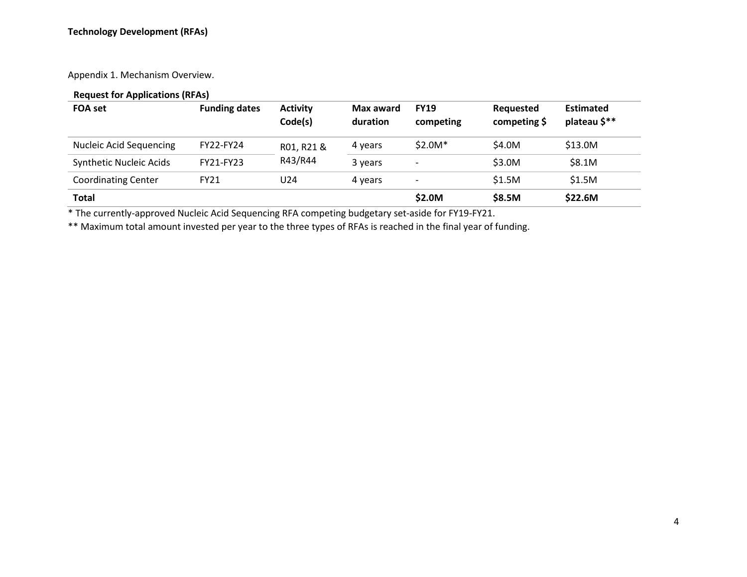Appendix 1. Mechanism Overview.

**Request for Applications (RFAs)**

| FOA set | Funding dates | Activity Code(s) | Max award duration | FY19 competing | Requested competing $ | Estimated plateau $** |
|---|---|---|---|---|---|---|
| Nucleic Acid Sequencing | FY22-FY24 | R01, R21 & R43/R44 | 4 years | $2.0M* | $4.0M | $13.0M |
| Synthetic Nucleic Acids | FY21-FY23 | | 3 years | - | $3.0M | $8.1M |
| Coordinating Center | FY21 | U24 | 4 years | - | $1.5M | $1.5M |
| **Total** | | | | **$2.0M** | **$8.5M** | **$22.6M** |

* The currently-approved Nucleic Acid Sequencing RFA competing budgetary set-aside for FY19-FY21.

** Maximum total amount invested per year to the three types of RFAs is reached in the final year of funding.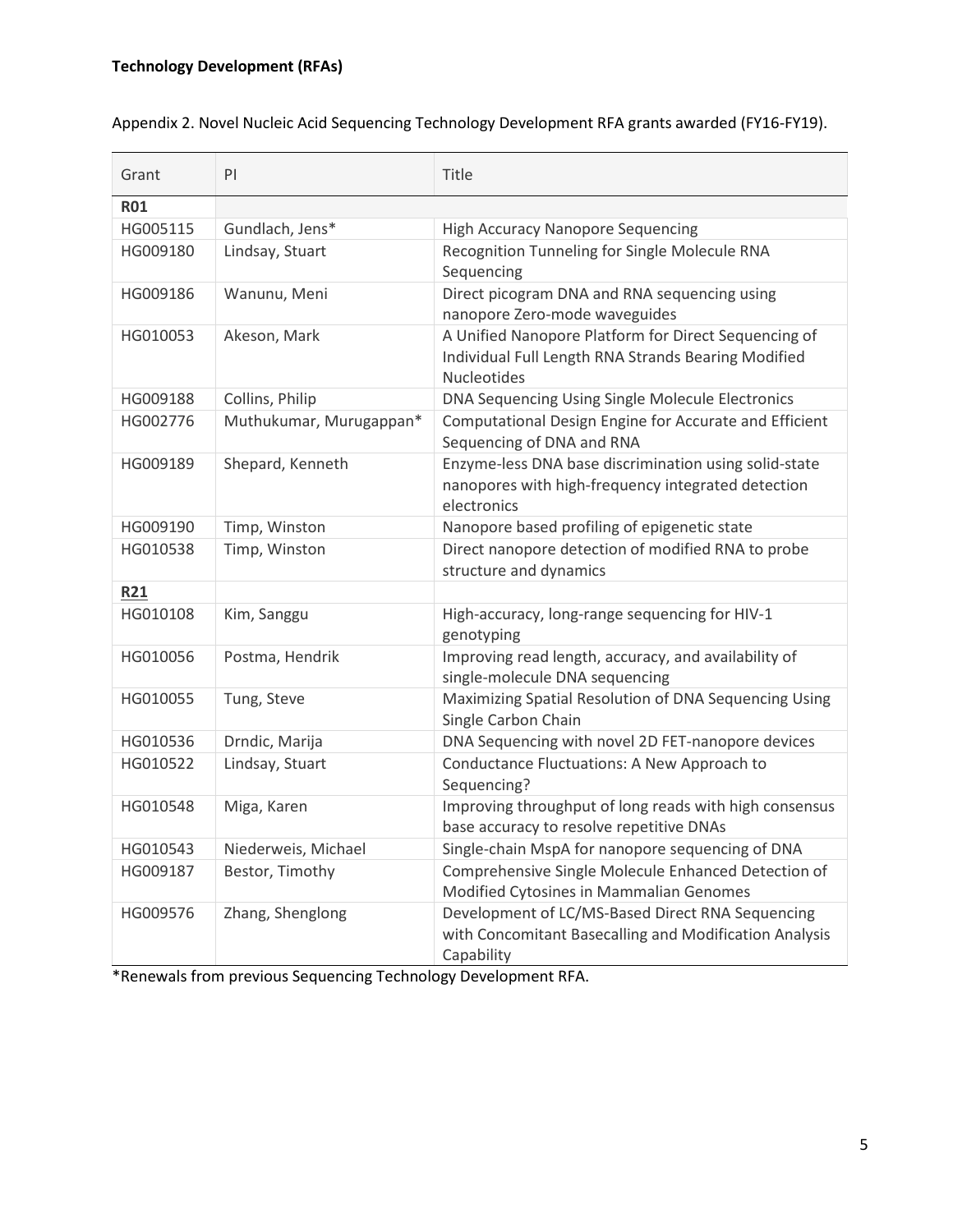**Technology Development (RFAs)**

Appendix 2. Novel Nucleic Acid Sequencing Technology Development RFA grants awarded (FY16-FY19).

| Grant | PI | Title |
|---|---|---|
| **R01** | | |
| HG005115 | Gundlach, Jens* | High Accuracy Nanopore Sequencing |
| HG009180 | Lindsay, Stuart | Recognition Tunneling for Single Molecule RNA Sequencing |
| HG009186 | Wanunu, Meni | Direct picogram DNA and RNA sequencing using nanopore Zero-mode waveguides |
| HG010053 | Akeson, Mark | A Unified Nanopore Platform for Direct Sequencing of Individual Full Length RNA Strands Bearing Modified Nucleotides |
| HG009188 | Collins, Philip | DNA Sequencing Using Single Molecule Electronics |
| HG002776 | Muthukumar, Murugappan* | Computational Design Engine for Accurate and Efficient Sequencing of DNA and RNA |
| HG009189 | Shepard, Kenneth | Enzyme-less DNA base discrimination using solid-state nanopores with high-frequency integrated detection electronics |
| HG009190 | Timp, Winston | Nanopore based profiling of epigenetic state |
| HG010538 | Timp, Winston | Direct nanopore detection of modified RNA to probe structure and dynamics |
| **R21** | | |
| HG010108 | Kim, Sanggu | High-accuracy, long-range sequencing for HIV-1 genotyping |
| HG010056 | Postma, Hendrik | Improving read length, accuracy, and availability of single-molecule DNA sequencing |
| HG010055 | Tung, Steve | Maximizing Spatial Resolution of DNA Sequencing Using Single Carbon Chain |
| HG010536 | Drndic, Marija | DNA Sequencing with novel 2D FET-nanopore devices |
| HG010522 | Lindsay, Stuart | Conductance Fluctuations: A New Approach to Sequencing? |
| HG010548 | Miga, Karen | Improving throughput of long reads with high consensus base accuracy to resolve repetitive DNAs |
| HG010543 | Niederweis, Michael | Single-chain MspA for nanopore sequencing of DNA |
| HG009187 | Bestor, Timothy | Comprehensive Single Molecule Enhanced Detection of Modified Cytosines in Mammalian Genomes |
| HG009576 | Zhang, Shenglong | Development of LC/MS-Based Direct RNA Sequencing with Concomitant Basecalling and Modification Analysis Capability |

*Renewals from previous Sequencing Technology Development RFA.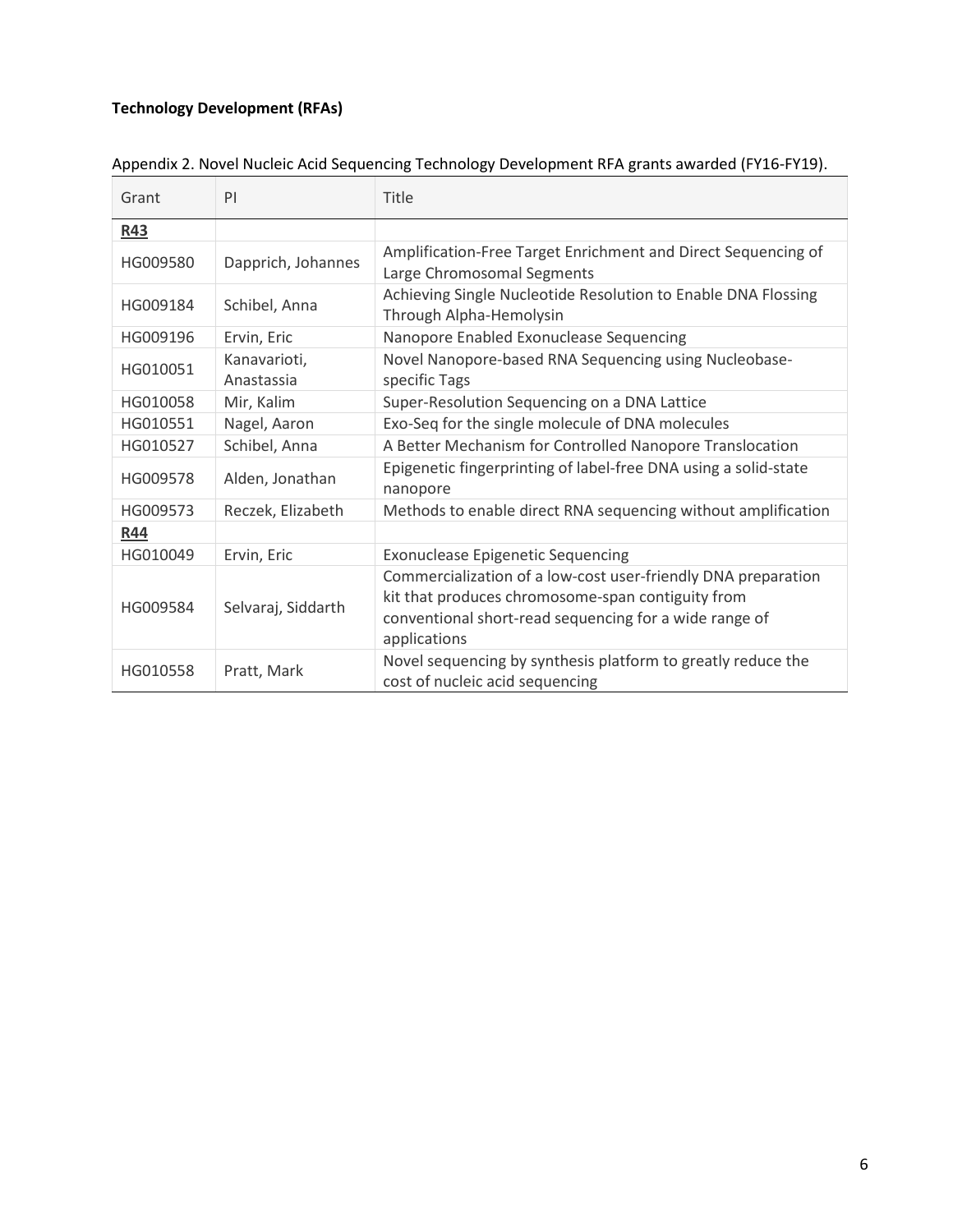**Technology Development (RFAs)**

Appendix 2. Novel Nucleic Acid Sequencing Technology Development RFA grants awarded (FY16-FY19).

| Grant | PI | Title |
|---|---|---|
| **R43** | | |
| HG009580 | Dapprich, Johannes | Amplification-Free Target Enrichment and Direct Sequencing of Large Chromosomal Segments |
| HG009184 | Schibel, Anna | Achieving Single Nucleotide Resolution to Enable DNA Flossing Through Alpha-Hemolysin |
| HG009196 | Ervin, Eric | Nanopore Enabled Exonuclease Sequencing |
| HG010051 | Kanavarioti, Anastassia | Novel Nanopore-based RNA Sequencing using Nucleobase-specific Tags |
| HG010058 | Mir, Kalim | Super-Resolution Sequencing on a DNA Lattice |
| HG010551 | Nagel, Aaron | Exo-Seq for the single molecule of DNA molecules |
| HG010527 | Schibel, Anna | A Better Mechanism for Controlled Nanopore Translocation |
| HG009578 | Alden, Jonathan | Epigenetic fingerprinting of label-free DNA using a solid-state nanopore |
| HG009573 | Reczek, Elizabeth | Methods to enable direct RNA sequencing without amplification |
| **R44** | | |
| HG010049 | Ervin, Eric | Exonuclease Epigenetic Sequencing |
| HG009584 | Selvaraj, Siddarth | Commercialization of a low-cost user-friendly DNA preparation kit that produces chromosome-span contiguity from conventional short-read sequencing for a wide range of applications |
| HG010558 | Pratt, Mark | Novel sequencing by synthesis platform to greatly reduce the cost of nucleic acid sequencing |